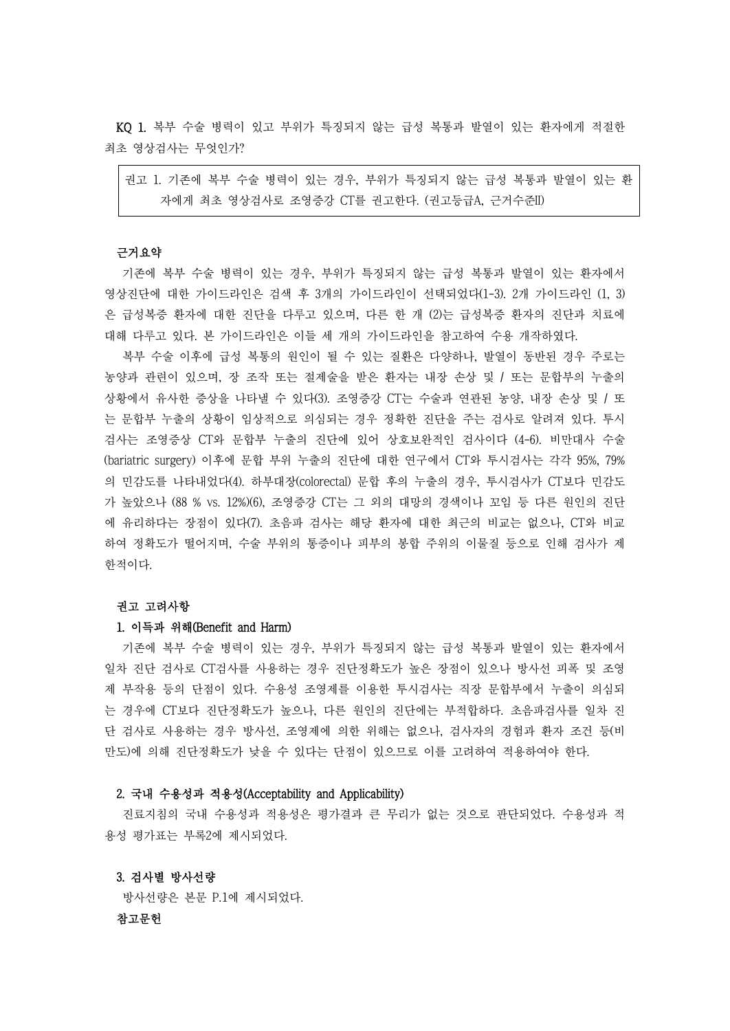**KQ 1.** 복부 수술 병력이 있고 부위가 특징되지 않는 급성 복통과 발열이 있는 환자에게 적절한 최초 영상검사는 무엇인가?

> 권고 1. 기존에 복부 수술 병력이 있는 경우, 부위가 특징되지 않는 급성 복통과 발열이 있는 환자에게 최초 영상검사로 조영증강 CT를 권고한다. (권고등급A, 근거수준II)

**근거요약**

기존에 복부 수술 병력이 있는 경우, 부위가 특징되지 않는 급성 복통과 발열이 있는 환자에서 영상진단에 대한 가이드라인은 검색 후 3개의 가이드라인이 선택되었다(1-3). 2개 가이드라인 (1, 3)은 급성복증 환자에 대한 진단을 다루고 있으며, 다른 한 개 (2)는 급성복증 환자의 진단과 치료에 대해 다루고 있다. 본 가이드라인은 이들 세 개의 가이드라인을 참고하여 수용 개작하였다.

복부 수술 이후에 급성 복통의 원인이 될 수 있는 질환은 다양하나, 발열이 동반된 경우 주로는 농양과 관련이 있으며, 장 조작 또는 절제술을 받은 환자는 내장 손상 및 / 또는 문합부의 누출의 상황에서 유사한 증상을 나타낼 수 있다(3). 조영증강 CT는 수술과 연관된 농양, 내장 손상 및 / 또는 문합부 누출의 상황이 임상적으로 의심되는 경우 정확한 진단을 주는 검사로 알려져 있다. 투시검사는 조영증상 CT와 문합부 누출의 진단에 있어 상호보완적인 검사이다 (4-6). 비만대사 수술(bariatric surgery) 이후에 문합 부위 누출의 진단에 대한 연구에서 CT와 투시검사는 각각 95%, 79%의 민감도를 나타내었다(4). 하부대장(colorectal) 문합 후의 누출의 경우, 투시검사가 CT보다 민감도가 높았으나 (88 % vs. 12%)(6), 조영증강 CT는 그 외의 대망의 경색이나 꼬임 등 다른 원인의 진단에 유리하다는 장점이 있다(7). 초음파 검사는 해당 환자에 대한 최근의 비교는 없으나, CT와 비교하여 정확도가 떨어지며, 수술 부위의 통증이나 피부의 봉합 주위의 이물질 등으로 인해 검사가 제한적이다.

**권고 고려사항**

**1. 이득과 위해(Benefit and Harm)**

기존에 복부 수술 병력이 있는 경우, 부위가 특징되지 않는 급성 복통과 발열이 있는 환자에서 일차 진단 검사로 CT검사를 사용하는 경우 진단정확도가 높은 장점이 있으나 방사선 피폭 및 조영제 부작용 등의 단점이 있다. 수용성 조영제를 이용한 투시검사는 직장 문합부에서 누출이 의심되는 경우에 CT보다 진단정확도가 높으나, 다른 원인의 진단에는 부적합하다. 초음파검사를 일차 진단 검사로 사용하는 경우 방사선, 조영제에 의한 위해는 없으나, 검사자의 경험과 환자 조건 등(비만도)에 의해 진단정확도가 낮을 수 있다는 단점이 있으므로 이를 고려하여 적용하여야 한다.

**2. 국내 수용성과 적용성(Acceptability and Applicability)**

진료지침의 국내 수용성과 적용성은 평가결과 큰 무리가 없는 것으로 판단되었다. 수용성과 적용성 평가표는 부록2에 제시되었다.

**3. 검사별 방사선량**

방사선량은 본문 P.1에 제시되었다.

**참고문헌**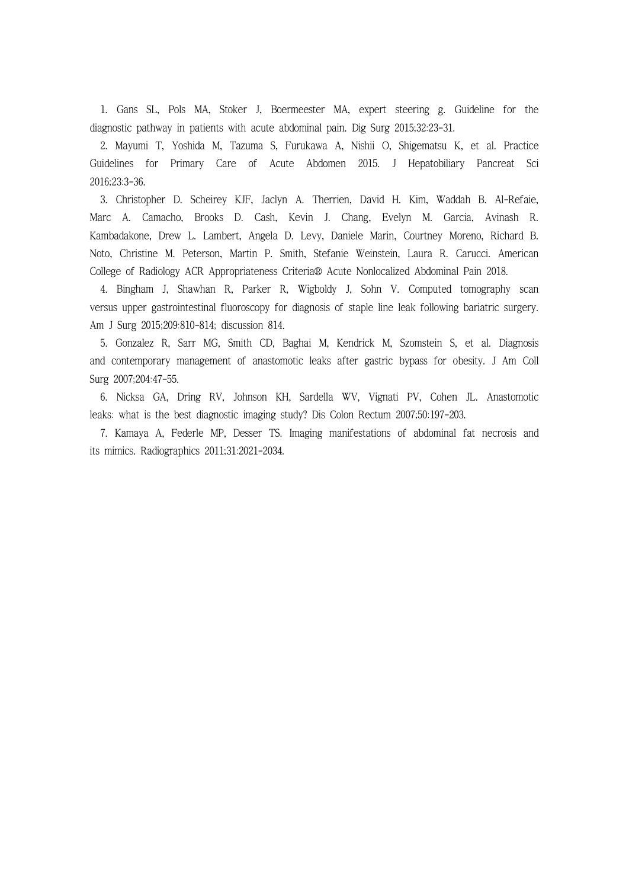1. Gans SL, Pols MA, Stoker J, Boermeester MA, expert steering g. Guideline for the diagnostic pathway in patients with acute abdominal pain. Dig Surg 2015;32:23-31.
2. Mayumi T, Yoshida M, Tazuma S, Furukawa A, Nishii O, Shigematsu K, et al. Practice Guidelines for Primary Care of Acute Abdomen 2015. J Hepatobiliary Pancreat Sci 2016;23:3-36.
3. Christopher D. Scheirey KJF, Jaclyn A. Therrien, David H. Kim, Waddah B. Al-Refaie, Marc A. Camacho, Brooks D. Cash, Kevin J. Chang, Evelyn M. Garcia, Avinash R. Kambadakone, Drew L. Lambert, Angela D. Levy, Daniele Marin, Courtney Moreno, Richard B. Noto, Christine M. Peterson, Martin P. Smith, Stefanie Weinstein, Laura R. Carucci. American College of Radiology ACR Appropriateness Criteria® Acute Nonlocalized Abdominal Pain 2018.
4. Bingham J, Shawhan R, Parker R, Wigboldy J, Sohn V. Computed tomography scan versus upper gastrointestinal fluoroscopy for diagnosis of staple line leak following bariatric surgery. Am J Surg 2015;209:810-814; discussion 814.
5. Gonzalez R, Sarr MG, Smith CD, Baghai M, Kendrick M, Szomstein S, et al. Diagnosis and contemporary management of anastomotic leaks after gastric bypass for obesity. J Am Coll Surg 2007;204:47-55.
6. Nicksa GA, Dring RV, Johnson KH, Sardella WV, Vignati PV, Cohen JL. Anastomotic leaks: what is the best diagnostic imaging study? Dis Colon Rectum 2007;50:197-203.
7. Kamaya A, Federle MP, Desser TS. Imaging manifestations of abdominal fat necrosis and its mimics. Radiographics 2011;31:2021-2034.